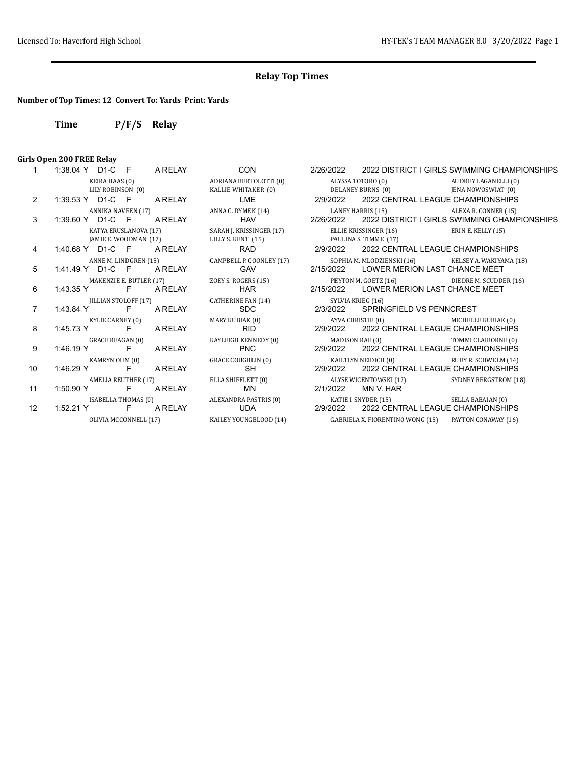## Relay Top Times

**Number of Top Times: 12  Convert To: Yards  Print: Yards**

| | Time | P/F/S | | Relay | | | |
|---|---|---|---|---|---|---|---|

### Girls Open 200 FREE Relay

| # | Time | P/F/S | | Relay | Team | Date | Meet |
|---|---|---|---|---|---|---|---|
| 1 | 1:38.04 Y | D1-C | F | A RELAY | CON | 2/26/2022 | 2022 DISTRICT I GIRLS SWIMMING CHAMPIONSHIPS |
| | | | | KEIRA HAAS (0), LILY ROBINSON (0) | ADRIANA BERTOLOTTI (0), KALLIE WHITAKER (0) | ALYSSA TOTORO (0), DELANEY BURNS (0) | AUDREY LAGANELLI (0), JENA NOWOSWIAT (0) |
| 2 | 1:39.53 Y | D1-C | F | A RELAY | LME | 2/9/2022 | 2022 CENTRAL LEAGUE CHAMPIONSHIPS |
| | | | | ANNIKA NAVEEN (17) | ANNA C. DYMEK (14) | LANEY HARRIS (15) | ALEXA R. CONNER (15) |
| 3 | 1:39.60 Y | D1-C | F | A RELAY | HAV | 2/26/2022 | 2022 DISTRICT I GIRLS SWIMMING CHAMPIONSHIPS |
| | | | | KATYA ERUSLANOVA (17), JAMIE E. WOODMAN (17) | SARAH J. KRISSINGER (17), LILLY S. KENT (15) | ELLIE KRISSINGER (16), PAULINA S. TIMME (17) | ERIN E. KELLY (15) |
| 4 | 1:40.68 Y | D1-C | F | A RELAY | RAD | 2/9/2022 | 2022 CENTRAL LEAGUE CHAMPIONSHIPS |
| | | | | ANNE M. LINDGREN (15) | CAMPBELL P. COONLEY (17) | SOPHIA M. MLODZIENSKI (16) | KELSEY A. WAKIYAMA (18) |
| 5 | 1:41.49 Y | D1-C | F | A RELAY | GAV | 2/15/2022 | LOWER MERION LAST CHANCE MEET |
| | | | | MAKENZIE E. BUTLER (17) | ZOEY S. ROGERS (15) | PEYTON M. GOETZ (16) | DIEDRE M. SCUDDER (16) |
| 6 | 1:43.35 Y | | F | A RELAY | HAR | 2/15/2022 | LOWER MERION LAST CHANCE MEET |
| | | | | JILLIAN STOLOFF (17) | CATHERINE FAN (14) | SYLVIA KRIEG (16) | |
| 7 | 1:43.84 Y | | F | A RELAY | SDC | 2/3/2022 | SPRINGFIELD VS PENNCREST |
| | | | | KYLIE CARNEY (0) | MARY KUBIAK (0) | AYVA CHRISTIE (0) | MICHELLE KUBIAK (0) |
| 8 | 1:45.73 Y | | F | A RELAY | RID | 2/9/2022 | 2022 CENTRAL LEAGUE CHAMPIONSHIPS |
| | | | | GRACE REAGAN (0) | KAYLEIGH KENNEDY (0) | MADISON RAE (0) | TOMMI CLAIBORNE (0) |
| 9 | 1:46.19 Y | | F | A RELAY | PNC | 2/9/2022 | 2022 CENTRAL LEAGUE CHAMPIONSHIPS |
| | | | | KAMRYN OHM (0) | GRACE COUGHLIN (0) | KAILTLYN NEIDICH (0) | RUBY R. SCHWELM (14) |
| 10 | 1:46.29 Y | | F | A RELAY | SH | 2/9/2022 | 2022 CENTRAL LEAGUE CHAMPIONSHIPS |
| | | | | AMELIA REUTHER (17) | ELLA SHIFFLETT (0) | ALYSE WICENTOWSKI (17) | SYDNEY BERGSTROM (18) |
| 11 | 1:50.90 Y | | F | A RELAY | MN | 2/1/2022 | MN V. HAR |
| | | | | ISABELLA THOMAS (0) | ALEXANDRA PASTRIS (0) | KATIE I. SNYDER (15) | SELLA BABAIAN (0) |
| 12 | 1:52.21 Y | | F | A RELAY | UDA | 2/9/2022 | 2022 CENTRAL LEAGUE CHAMPIONSHIPS |
| | | | | OLIVIA MCCONNELL (17) | KAILEY YOUNGBLOOD (14) | GABRIELA X. FIORENTINO WONG (15) | PAYTON CONAWAY (16) |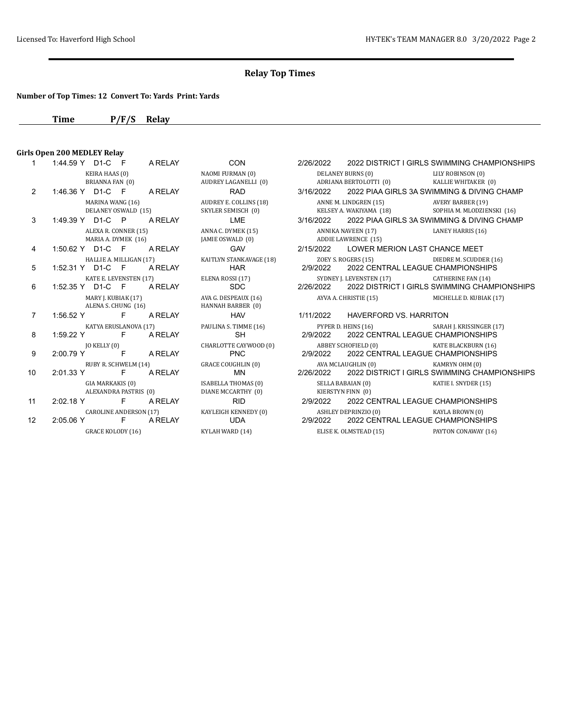## Relay Top Times

**Number of Top Times: 12 Convert To: Yards Print: Yards**

### Girls Open 200 MEDLEY Relay

| # | Time | P/F/S | Relay | Team | Date | Meet |
|---|---|---|---|---|---|---|
| 1 | 1:44.59 Y | D1-C F | A RELAY | CON | 2/26/2022 | 2022 DISTRICT I GIRLS SWIMMING CHAMPIONSHIPS |
| | KEIRA HAAS (0) | | | NAOMI FURMAN (0) | DELANEY BURNS (0) | LILY ROBINSON (0) |
| | BRIANNA FAN (0) | | | AUDREY LAGANELLI (0) | ADRIANA BERTOLOTTI (0) | KALLIE WHITAKER (0) |
| 2 | 1:46.36 Y | D1-C F | A RELAY | RAD | 3/16/2022 | 2022 PIAA GIRLS 3A SWIMMING & DIVING CHAMP |
| | MARINA WANG (16) | | | AUDREY E. COLLINS (18) | ANNE M. LINDGREN (15) | AVERY BARBER (19) |
| | DELANEY OSWALD (15) | | | SKYLER SEMISCH (0) | KELSEY A. WAKIYAMA (18) | SOPHIA M. MLODZIENSKI (16) |
| 3 | 1:49.39 Y | D1-C P | A RELAY | LME | 3/16/2022 | 2022 PIAA GIRLS 3A SWIMMING & DIVING CHAMP |
| | ALEXA R. CONNER (15) | | | ANNA C. DYMEK (15) | ANNIKA NAVEEN (17) | LANEY HARRIS (16) |
| | MARIA A. DYMEK (16) | | | JAMIE OSWALD (0) | ADDIE LAWRENCE (15) | |
| 4 | 1:50.62 Y | F | A RELAY | GAV | 2/15/2022 | LOWER MERION LAST CHANCE MEET |
| | HALLIE A. MILLIGAN (17) | | | KAITLYN STANKAVAGE (18) | ZOEY S. ROGERS (15) | DIEDRE M. SCUDDER (16) |
| 5 | 1:52.31 Y | D1-C F | A RELAY | HAR | 2/9/2022 | 2022 CENTRAL LEAGUE CHAMPIONSHIPS |
| | KATE E. LEVENSTEN (17) | | | ELENA ROSSI (17) | SYDNEY J. LEVENSTEN (17) | CATHERINE FAN (14) |
| 6 | 1:52.35 Y | D1-C F | A RELAY | SDC | 2/26/2022 | 2022 DISTRICT I GIRLS SWIMMING CHAMPIONSHIPS |
| | MARY J. KUBIAK (17) | | | AVA G. DESPEAUX (16) | AYVA A. CHRISTIE (15) | MICHELLE D. KUBIAK (17) |
| | ALENA S. CHUNG (16) | | | HANNAH BARBER (0) | | |
| 7 | 1:56.52 Y | F | A RELAY | HAV | 1/11/2022 | HAVERFORD VS. HARRITON |
| | KATYA ERUSLANOVA (17) | | | PAULINA S. TIMME (16) | PYPER D. HEINS (16) | SARAH J. KRISSINGER (17) |
| 8 | 1:59.22 Y | F | A RELAY | SH | 2/9/2022 | 2022 CENTRAL LEAGUE CHAMPIONSHIPS |
| | JO KELLY (0) | | | CHARLOTTE CAYWOOD (0) | ABBEY SCHOFIELD (0) | KATE BLACKBURN (16) |
| 9 | 2:00.79 Y | F | A RELAY | PNC | 2/9/2022 | 2022 CENTRAL LEAGUE CHAMPIONSHIPS |
| | RUBY R. SCHWELM (14) | | | GRACE COUGHLIN (0) | AVA MCLAUGHLIN (0) | KAMRYN OHM (0) |
| 10 | 2:01.33 Y | F | A RELAY | MN | 2/26/2022 | 2022 DISTRICT I GIRLS SWIMMING CHAMPIONSHIPS |
| | GIA MARKAKIS (0) | | | ISABELLA THOMAS (0) | SELLA BABAIAN (0) | KATIE I. SNYDER (15) |
| | ALEXANDRA PASTRIS (0) | | | DIANE MCCARTHY (0) | KIERSTYN FINN (0) | |
| 11 | 2:02.18 Y | F | A RELAY | RID | 2/9/2022 | 2022 CENTRAL LEAGUE CHAMPIONSHIPS |
| | CAROLINE ANDERSON (17) | | | KAYLEIGH KENNEDY (0) | ASHLEY DEPRINZIO (0) | KAYLA BROWN (0) |
| 12 | 2:05.06 Y | F | A RELAY | UDA | 2/9/2022 | 2022 CENTRAL LEAGUE CHAMPIONSHIPS |
| | GRACE KOLODY (16) | | | KYLAH WARD (14) | ELISE K. OLMSTEAD (15) | PAYTON CONAWAY (16) |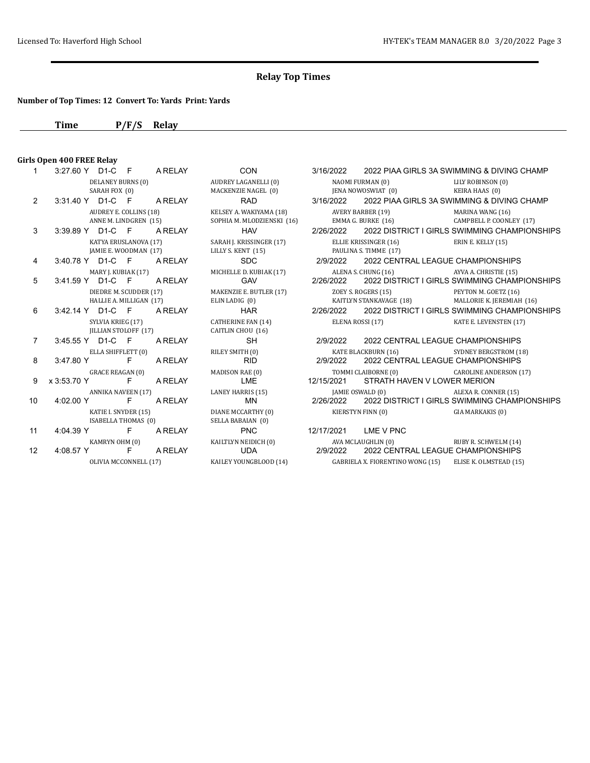## Relay Top Times

**Number of Top Times: 12 Convert To: Yards Print: Yards**

| | Time | P/F/S | Relay | | | | |
|---|---|---|---|---|---|---|---|

**Girls Open 400 FREE Relay**

| # | Time | | P/F/S | Relay | Team | Date | Meet |
|---|---|---|---|---|---|---|---|
| 1 | 3:27.60 Y | D1-C | F | A RELAY | CON | 3/16/2022 | 2022 PIAA GIRLS 3A SWIMMING & DIVING CHAMP |
| | DELANEY BURNS (0) | | | AUDREY LAGANELLI (0) | | NAOMI FURMAN (0) | LILY ROBINSON (0) |
| | SARAH FOX (0) | | | MACKENZIE NAGEL (0) | | JENA NOWOSWIAT (0) | KEIRA HAAS (0) |
| 2 | 3:31.40 Y | D1-C | F | A RELAY | RAD | 3/16/2022 | 2022 PIAA GIRLS 3A SWIMMING & DIVING CHAMP |
| | AUDREY E. COLLINS (18) | | | KELSEY A. WAKIYAMA (18) | | AVERY BARBER (19) | MARINA WANG (16) |
| | ANNE M. LINDGREN (15) | | | SOPHIA M. MLODZIENSKI (16) | | EMMA G. BURKE (16) | CAMPBELL P. COONLEY (17) |
| 3 | 3:39.89 Y | D1-C | F | A RELAY | HAV | 2/26/2022 | 2022 DISTRICT I GIRLS SWIMMING CHAMPIONSHIPS |
| | KATYA ERUSLANOVA (17) | | | SARAH J. KRISSINGER (17) | | ELLIE KRISSINGER (16) | ERIN E. KELLY (15) |
| | JAMIE E. WOODMAN (17) | | | LILLY S. KENT (15) | | PAULINA S. TIMME (17) | |
| 4 | 3:40.78 Y | D1-C | F | A RELAY | SDC | 2/9/2022 | 2022 CENTRAL LEAGUE CHAMPIONSHIPS |
| | MARY J. KUBIAK (17) | | | MICHELLE D. KUBIAK (17) | | ALENA S. CHUNG (16) | AYVA A. CHRISTIE (15) |
| 5 | 3:41.59 Y | D1-C | F | A RELAY | GAV | 2/26/2022 | 2022 DISTRICT I GIRLS SWIMMING CHAMPIONSHIPS |
| | DIEDRE M. SCUDDER (17) | | | MAKENZIE E. BUTLER (17) | | ZOEY S. ROGERS (15) | PEYTON M. GOETZ (16) |
| | HALLIE A. MILLIGAN (17) | | | ELIN LADIG (0) | | KAITLYN STANKAVAGE (18) | MALLORIE K. JEREMIAH (16) |
| 6 | 3:42.14 Y | D1-C | F | A RELAY | HAR | 2/26/2022 | 2022 DISTRICT I GIRLS SWIMMING CHAMPIONSHIPS |
| | SYLVIA KRIEG (17) | | | CATHERINE FAN (14) | | ELENA ROSSI (17) | KATE E. LEVENSTEN (17) |
| | JILLIAN STOLOFF (17) | | | CAITLIN CHOU (16) | | | |
| 7 | 3:45.55 Y | D1-C | F | A RELAY | SH | 2/9/2022 | 2022 CENTRAL LEAGUE CHAMPIONSHIPS |
| | ELLA SHIFFLETT (0) | | | RILEY SMITH (0) | | KATE BLACKBURN (16) | SYDNEY BERGSTROM (18) |
| 8 | 3:47.80 Y | | F | A RELAY | RID | 2/9/2022 | 2022 CENTRAL LEAGUE CHAMPIONSHIPS |
| | GRACE REAGAN (0) | | | MADISON RAE (0) | | TOMMI CLAIBORNE (0) | CAROLINE ANDERSON (17) |
| 9 | x 3:53.70 Y | | F | A RELAY | LME | 12/15/2021 | STRATH HAVEN V LOWER MERION |
| | ANNIKA NAVEEN (17) | | | LANEY HARRIS (15) | | JAMIE OSWALD (0) | ALEXA R. CONNER (15) |
| 10 | 4:02.00 Y | | F | A RELAY | MN | 2/26/2022 | 2022 DISTRICT I GIRLS SWIMMING CHAMPIONSHIPS |
| | KATIE I. SNYDER (15) | | | DIANE MCCARTHY (0) | | KIERSTYN FINN (0) | GIA MARKAKIS (0) |
| | ISABELLA THOMAS (0) | | | SELLA BABAIAN (0) | | | |
| 11 | 4:04.39 Y | | F | A RELAY | PNC | 12/17/2021 | LME V PNC |
| | KAMRYN OHM (0) | | | KAILTLYN NEIDICH (0) | | AVA MCLAUGHLIN (0) | RUBY R. SCHWELM (14) |
| 12 | 4:08.57 Y | | F | A RELAY | UDA | 2/9/2022 | 2022 CENTRAL LEAGUE CHAMPIONSHIPS |
| | OLIVIA MCCONNELL (17) | | | KAILEY YOUNGBLOOD (14) | | GABRIELA X. FIORENTINO WONG (15) | ELISE K. OLMSTEAD (15) |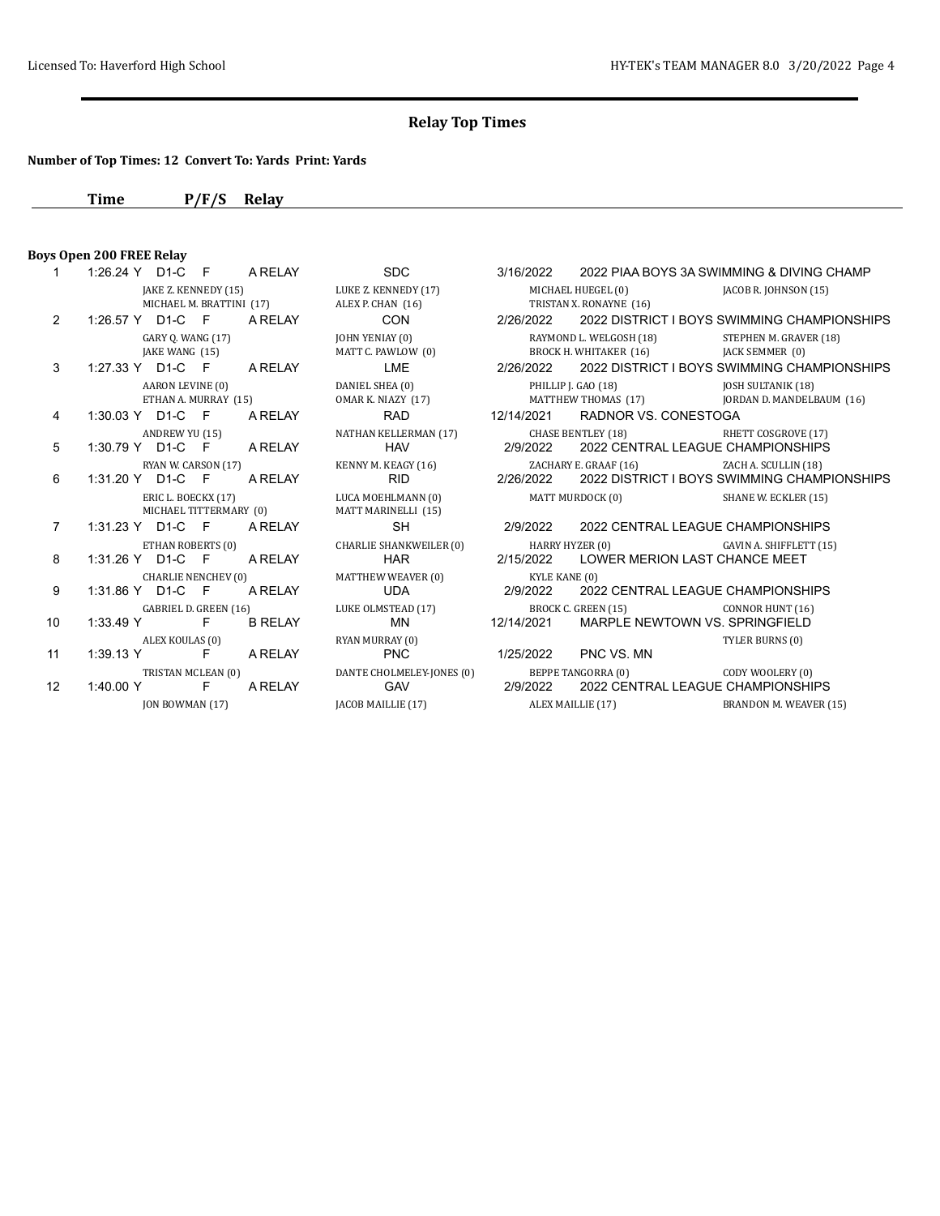## Relay Top Times

**Number of Top Times: 12 Convert To: Yards Print: Yards**

| | Time | P/F/S | | Relay | Team | Date | Meet |
|---|---|---|---|---|---|---|---|

### Boys Open 200 FREE Relay

| # | Time | | P/F/S | Relay | Team | Date | Meet |
|---|---|---|---|---|---|---|---|
| 1 | 1:26.24 Y | D1-C | F | A RELAY | SDC | 3/16/2022 | 2022 PIAA BOYS 3A SWIMMING & DIVING CHAMP |
| | JAKE Z. KENNEDY (15) | | | LUKE Z. KENNEDY (17) | MICHAEL HUEGEL (0) | JACOB R. JOHNSON (15) | |
| | MICHAEL M. BRATTINI (17) | | | ALEX P. CHAN (16) | TRISTAN X. RONAYNE (16) | | |
| 2 | 1:26.57 Y | D1-C | F | A RELAY | CON | 2/26/2022 | 2022 DISTRICT I BOYS SWIMMING CHAMPIONSHIPS |
| | GARY Q. WANG (17) | | | JOHN YENIAY (0) | RAYMOND L. WELGOSH (18) | STEPHEN M. GRAVER (18) | |
| | JAKE WANG (15) | | | MATT C. PAWLOW (0) | BROCK H. WHITAKER (16) | JACK SEMMER (0) | |
| 3 | 1:27.33 Y | D1-C | F | A RELAY | LME | 2/26/2022 | 2022 DISTRICT I BOYS SWIMMING CHAMPIONSHIPS |
| | AARON LEVINE (0) | | | DANIEL SHEA (0) | PHILLIP J. GAO (18) | JOSH SULTANIK (18) | |
| | ETHAN A. MURRAY (15) | | | OMAR K. NIAZY (17) | MATTHEW THOMAS (17) | JORDAN D. MANDELBAUM (16) | |
| 4 | 1:30.03 Y | D1-C | F | A RELAY | RAD | 12/14/2021 | RADNOR VS. CONESTOGA |
| | ANDREW YU (15) | | | NATHAN KELLERMAN (17) | CHASE BENTLEY (18) | RHETT COSGROVE (17) | |
| 5 | 1:30.79 Y | D1-C | F | A RELAY | HAV | 2/9/2022 | 2022 CENTRAL LEAGUE CHAMPIONSHIPS |
| | RYAN W. CARSON (17) | | | KENNY M. KEAGY (16) | ZACHARY E. GRAAF (16) | ZACH A. SCULLIN (18) | |
| 6 | 1:31.20 Y | D1-C | F | A RELAY | RID | 2/26/2022 | 2022 DISTRICT I BOYS SWIMMING CHAMPIONSHIPS |
| | ERIC L. BOECKX (17) | | | LUCA MOEHLMANN (0) | MATT MURDOCK (0) | SHANE W. ECKLER (15) | |
| | MICHAEL TITTERMARY (0) | | | MATT MARINELLI (15) | | | |
| 7 | 1:31.23 Y | D1-C | F | A RELAY | SH | 2/9/2022 | 2022 CENTRAL LEAGUE CHAMPIONSHIPS |
| | ETHAN ROBERTS (0) | | | CHARLIE SHANKWEILER (0) | HARRY HYZER (0) | GAVIN A. SHIFFLETT (15) | |
| 8 | 1:31.26 Y | D1-C | F | A RELAY | HAR | 2/15/2022 | LOWER MERION LAST CHANCE MEET |
| | CHARLIE NENCHEV (0) | | | MATTHEW WEAVER (0) | KYLE KANE (0) | | |
| 9 | 1:31.86 Y | D1-C | F | A RELAY | UDA | 2/9/2022 | 2022 CENTRAL LEAGUE CHAMPIONSHIPS |
| | GABRIEL D. GREEN (16) | | | LUKE OLMSTEAD (17) | BROCK C. GREEN (15) | CONNOR HUNT (16) | |
| 10 | 1:33.49 Y | | F | B RELAY | MN | 12/14/2021 | MARPLE NEWTOWN VS. SPRINGFIELD |
| | ALEX KOULAS (0) | | | RYAN MURRAY (0) | | TYLER BURNS (0) | |
| 11 | 1:39.13 Y | | F | A RELAY | PNC | 1/25/2022 | PNC VS. MN |
| | TRISTAN MCLEAN (0) | | | DANTE CHOLMELEY-JONES (0) | BEPPE TANGORRA (0) | CODY WOOLERY (0) | |
| 12 | 1:40.00 Y | | F | A RELAY | GAV | 2/9/2022 | 2022 CENTRAL LEAGUE CHAMPIONSHIPS |
| | JON BOWMAN (17) | | | JACOB MAILLIE (17) | ALEX MAILLIE (17) | BRANDON M. WEAVER (15) | |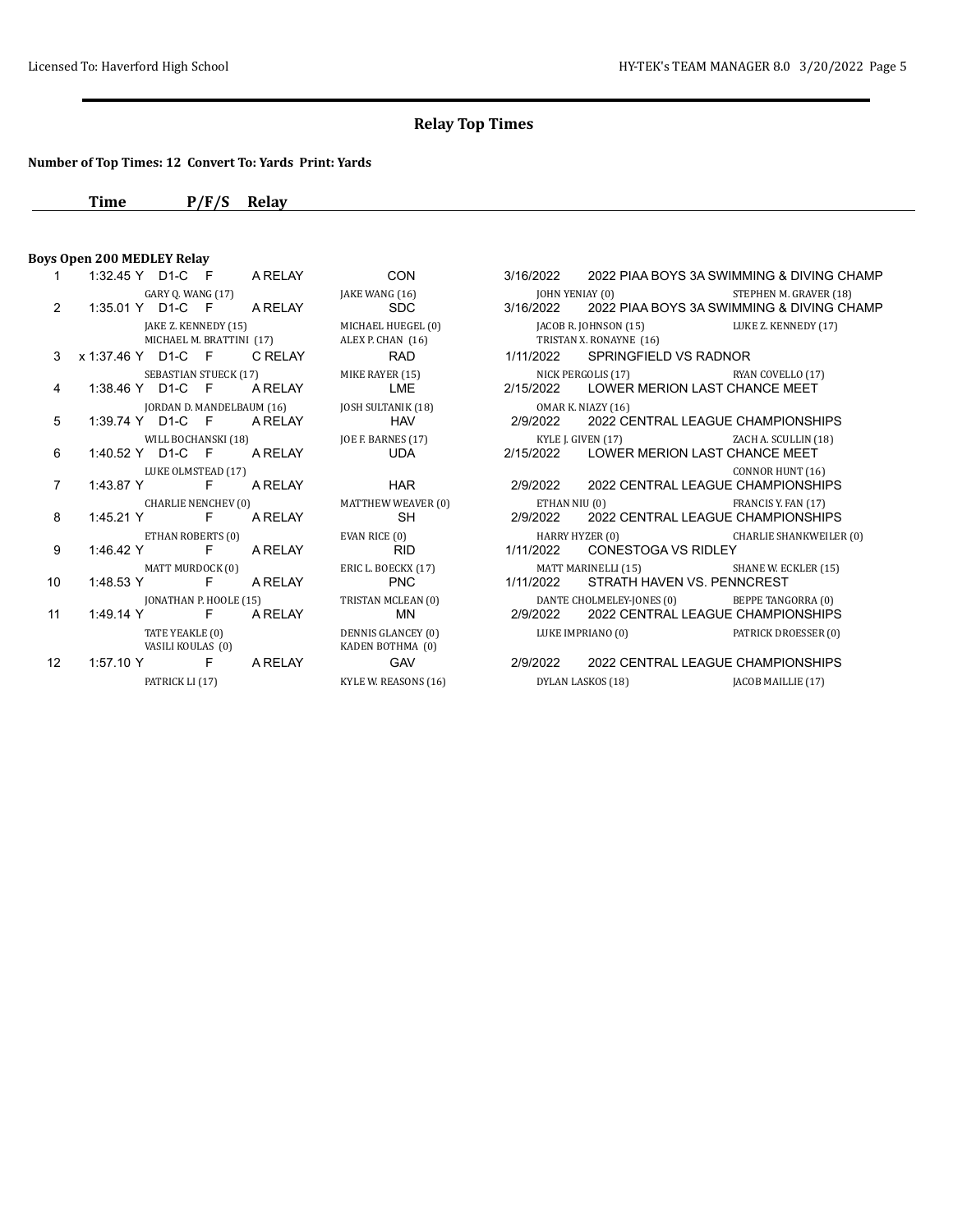## Relay Top Times

**Number of Top Times: 12 Convert To: Yards Print: Yards**

### Boys Open 200 MEDLEY Relay

| # | Time | P/F/S | Relay | Team | Date | Meet |
|---|---|---|---|---|---|---|
| 1 | 1:32.45 Y D1-C | F | A RELAY | CON | 3/16/2022 | 2022 PIAA BOYS 3A SWIMMING & DIVING CHAMP |
| | GARY Q. WANG (17) | | | JAKE WANG (16) | JOHN YENIAY (0) | STEPHEN M. GRAVER (18) |
| 2 | 1:35.01 Y D1-C | F | A RELAY | SDC | 3/16/2022 | 2022 PIAA BOYS 3A SWIMMING & DIVING CHAMP |
| | JAKE Z. KENNEDY (15) | | | MICHAEL HUEGEL (0) | JACOB R. JOHNSON (15) | LUKE Z. KENNEDY (17) |
| | MICHAEL M. BRATTINI (17) | | | ALEX P. CHAN (16) | TRISTAN X. RONAYNE (16) | |
| 3 | x 1:37.46 Y D1-C | F | C RELAY | RAD | 1/11/2022 | SPRINGFIELD VS RADNOR |
| | SEBASTIAN STUECK (17) | | | MIKE RAYER (15) | NICK PERGOLIS (17) | RYAN COVELLO (17) |
| 4 | 1:38.46 Y D1-C | F | A RELAY | LME | 2/15/2022 | LOWER MERION LAST CHANCE MEET |
| | JORDAN D. MANDELBAUM (16) | | | JOSH SULTANIK (18) | OMAR K. NIAZY (16) | |
| 5 | 1:39.74 Y D1-C | F | A RELAY | HAV | 2/9/2022 | 2022 CENTRAL LEAGUE CHAMPIONSHIPS |
| | WILL BOCHANSKI (18) | | | JOE F. BARNES (17) | KYLE J. GIVEN (17) | ZACH A. SCULLIN (18) |
| 6 | 1:40.52 Y D1-C | F | A RELAY | UDA | 2/15/2022 | LOWER MERION LAST CHANCE MEET |
| | LUKE OLMSTEAD (17) | | | | | CONNOR HUNT (16) |
| 7 | 1:43.87 Y | F | A RELAY | HAR | 2/9/2022 | 2022 CENTRAL LEAGUE CHAMPIONSHIPS |
| | CHARLIE NENCHEV (0) | | | MATTHEW WEAVER (0) | ETHAN NIU (0) | FRANCIS Y. FAN (17) |
| 8 | 1:45.21 Y | F | A RELAY | SH | 2/9/2022 | 2022 CENTRAL LEAGUE CHAMPIONSHIPS |
| | ETHAN ROBERTS (0) | | | EVAN RICE (0) | HARRY HYZER (0) | CHARLIE SHANKWEILER (0) |
| 9 | 1:46.42 Y | F | A RELAY | RID | 1/11/2022 | CONESTOGA VS RIDLEY |
| | MATT MURDOCK (0) | | | ERIC L. BOECKX (17) | MATT MARINELLI (15) | SHANE W. ECKLER (15) |
| 10 | 1:48.53 Y | F | A RELAY | PNC | 1/11/2022 | STRATH HAVEN VS. PENNCREST |
| | JONATHAN P. HOOLE (15) | | | TRISTAN MCLEAN (0) | DANTE CHOLMELEY-JONES (0) | BEPPE TANGORRA (0) |
| 11 | 1:49.14 Y | F | A RELAY | MN | 2/9/2022 | 2022 CENTRAL LEAGUE CHAMPIONSHIPS |
| | TATE YEAKLE (0) | | | DENNIS GLANCEY (0) | LUKE IMPRIANO (0) | PATRICK DROESSER (0) |
| | VASILI KOULAS (0) | | | KADEN BOTHMA (0) | | |
| 12 | 1:57.10 Y | F | A RELAY | GAV | 2/9/2022 | 2022 CENTRAL LEAGUE CHAMPIONSHIPS |
| | PATRICK LI (17) | | | KYLE W. REASONS (16) | DYLAN LASKOS (18) | JACOB MAILLIE (17) |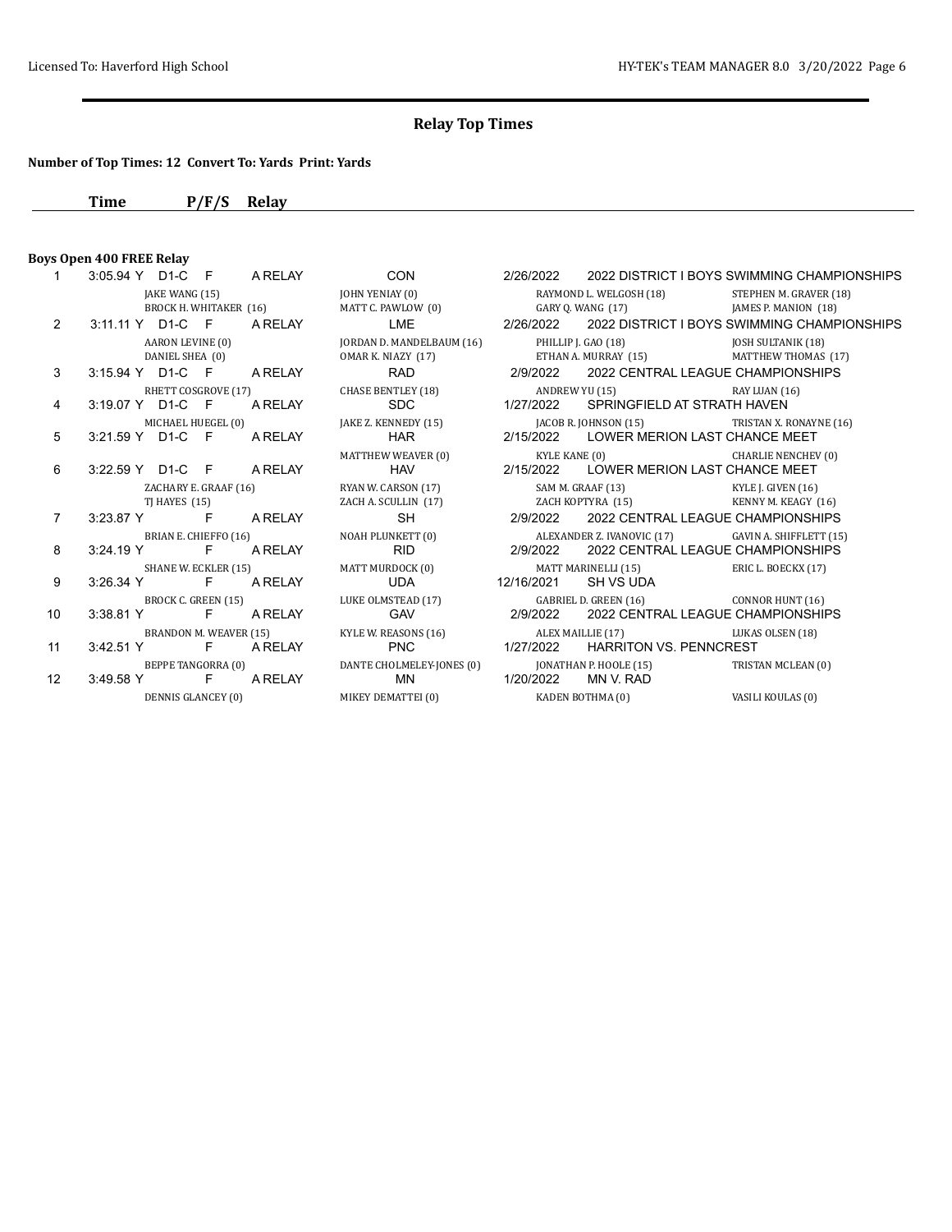## Relay Top Times

**Number of Top Times: 12 Convert To: Yards Print: Yards**

### Boys Open 400 FREE Relay

| | Time | | P/F/S | Relay | Team | Date | Meet |
|---|---|---|---|---|---|---|---|
| 1 | 3:05.94 Y | D1-C | F | A RELAY | CON | 2/26/2022 | 2022 DISTRICT I BOYS SWIMMING CHAMPIONSHIPS |
| | | JAKE WANG (15) | | | JOHN YENIAY (0) | RAYMOND L. WELGOSH (18) | STEPHEN M. GRAVER (18) |
| | | BROCK H. WHITAKER (16) | | | MATT C. PAWLOW (0) | GARY Q. WANG (17) | JAMES P. MANION (18) |
| 2 | 3:11.11 Y | D1-C | F | A RELAY | LME | 2/26/2022 | 2022 DISTRICT I BOYS SWIMMING CHAMPIONSHIPS |
| | | AARON LEVINE (0) | | | JORDAN D. MANDELBAUM (16) | PHILLIP J. GAO (18) | JOSH SULTANIK (18) |
| | | DANIEL SHEA (0) | | | OMAR K. NIAZY (17) | ETHAN A. MURRAY (15) | MATTHEW THOMAS (17) |
| 3 | 3:15.94 Y | D1-C | F | A RELAY | RAD | 2/9/2022 | 2022 CENTRAL LEAGUE CHAMPIONSHIPS |
| | | RHETT COSGROVE (17) | | | CHASE BENTLEY (18) | ANDREW YU (15) | RAY LUAN (16) |
| 4 | 3:19.07 Y | D1-C | F | A RELAY | SDC | 1/27/2022 | SPRINGFIELD AT STRATH HAVEN |
| | | MICHAEL HUEGEL (0) | | | JAKE Z. KENNEDY (15) | JACOB R. JOHNSON (15) | TRISTAN X. RONAYNE (16) |
| 5 | 3:21.59 Y | D1-C | F | A RELAY | HAR | 2/15/2022 | LOWER MERION LAST CHANCE MEET |
| | | | | | MATTHEW WEAVER (0) | KYLE KANE (0) | CHARLIE NENCHEV (0) |
| 6 | 3:22.59 Y | D1-C | F | A RELAY | HAV | 2/15/2022 | LOWER MERION LAST CHANCE MEET |
| | | ZACHARY E. GRAAF (16) | | | RYAN W. CARSON (17) | SAM M. GRAAF (13) | KYLE J. GIVEN (16) |
| | | TJ HAYES (15) | | | ZACH A. SCULLIN (17) | ZACH KOPTYRA (15) | KENNY M. KEAGY (16) |
| 7 | 3:23.87 Y | | F | A RELAY | SH | 2/9/2022 | 2022 CENTRAL LEAGUE CHAMPIONSHIPS |
| | | BRIAN E. CHIEFFO (16) | | | NOAH PLUNKETT (0) | ALEXANDER Z. IVANOVIC (17) | GAVIN A. SHIFFLETT (15) |
| 8 | 3:24.19 Y | | F | A RELAY | RID | 2/9/2022 | 2022 CENTRAL LEAGUE CHAMPIONSHIPS |
| | | SHANE W. ECKLER (15) | | | MATT MURDOCK (0) | MATT MARINELLI (15) | ERIC L. BOECKX (17) |
| 9 | 3:26.34 Y | | F | A RELAY | UDA | 12/16/2021 | SH VS UDA |
| | | BROCK C. GREEN (15) | | | LUKE OLMSTEAD (17) | GABRIEL D. GREEN (16) | CONNOR HUNT (16) |
| 10 | 3:38.81 Y | | F | A RELAY | GAV | 2/9/2022 | 2022 CENTRAL LEAGUE CHAMPIONSHIPS |
| | | BRANDON M. WEAVER (15) | | | KYLE W. REASONS (16) | ALEX MAILLIE (17) | LUKAS OLSEN (18) |
| 11 | 3:42.51 Y | | F | A RELAY | PNC | 1/27/2022 | HARRITON VS. PENNCREST |
| | | BEPPE TANGORRA (0) | | | DANTE CHOLMELEY-JONES (0) | JONATHAN P. HOOLE (15) | TRISTAN MCLEAN (0) |
| 12 | 3:49.58 Y | | F | A RELAY | MN | 1/20/2022 | MN V. RAD |
| | | DENNIS GLANCEY (0) | | | MIKEY DEMATTEI (0) | KADEN BOTHMA (0) | VASILI KOULAS (0) |